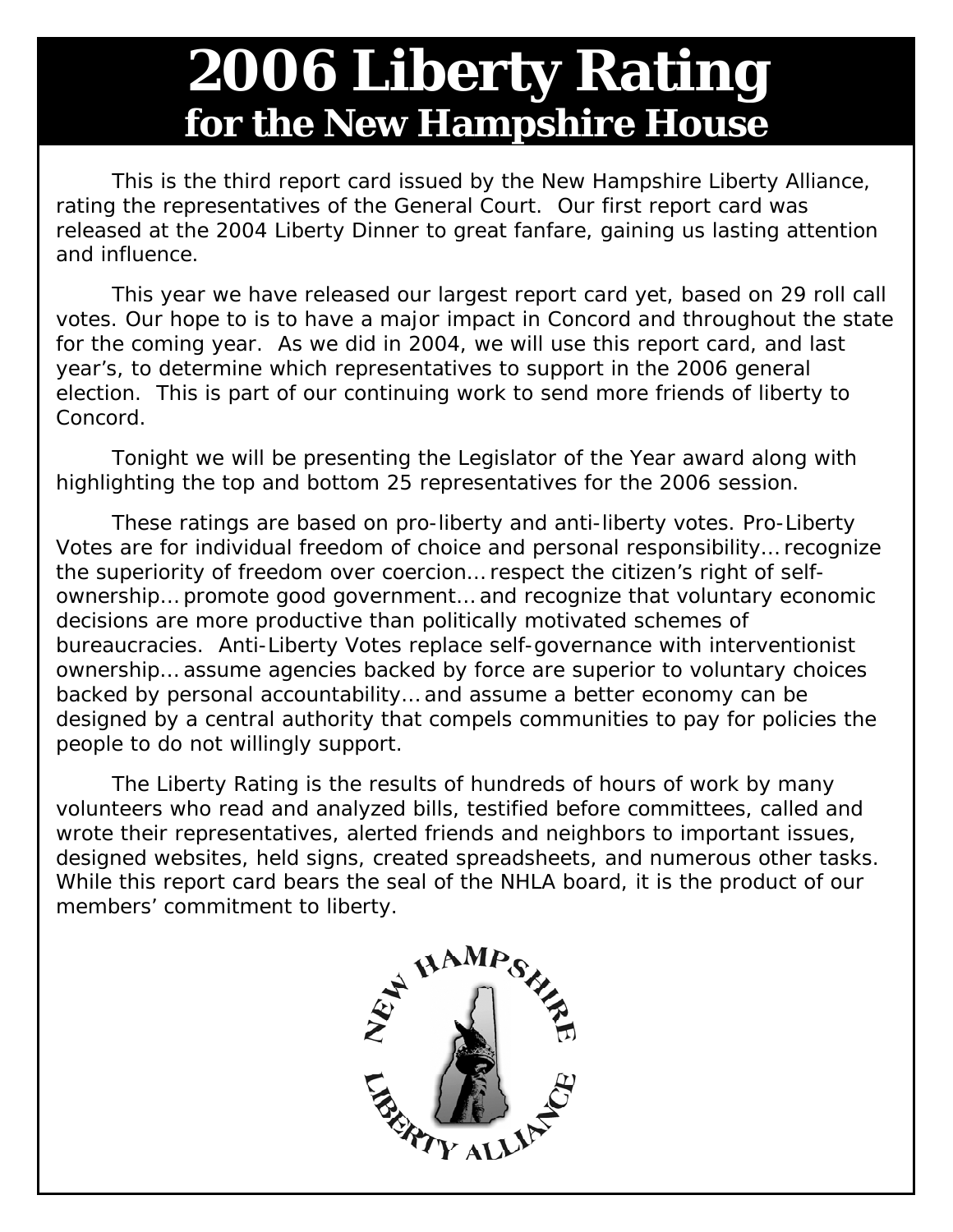# 2006 Liberty Rating
## for the New Hampshire House

This is the third report card issued by the New Hampshire Liberty Alliance, rating the representatives of the General Court. Our first report card was released at the 2004 Liberty Dinner to great fanfare, gaining us lasting attention and influence.

This year we have released our largest report card yet, based on 29 roll call votes. Our hope to is to have a major impact in Concord and throughout the state for the coming year. As we did in 2004, we will use this report card, and last year's, to determine which representatives to support in the 2006 general election. This is part of our continuing work to send more friends of liberty to Concord.

Tonight we will be presenting the Legislator of the Year award along with highlighting the top and bottom 25 representatives for the 2006 session.

These ratings are based on pro-liberty and anti-liberty votes. Pro-Liberty Votes are for individual freedom of choice and personal responsibility… recognize the superiority of freedom over coercion… respect the citizen's right of self-ownership… promote good government… and recognize that voluntary economic decisions are more productive than politically motivated schemes of bureaucracies. Anti-Liberty Votes replace self-governance with interventionist ownership… assume agencies backed by force are superior to voluntary choices backed by personal accountability… and assume a better economy can be designed by a central authority that compels communities to pay for policies the people to do not willingly support.

The Liberty Rating is the results of hundreds of hours of work by many volunteers who read and analyzed bills, testified before committees, called and wrote their representatives, alerted friends and neighbors to important issues, designed websites, held signs, created spreadsheets, and numerous other tasks. While this report card bears the seal of the NHLA board, it is the product of our members' commitment to liberty.

NEW HAMPSHIRE LIBERTY ALLIANCE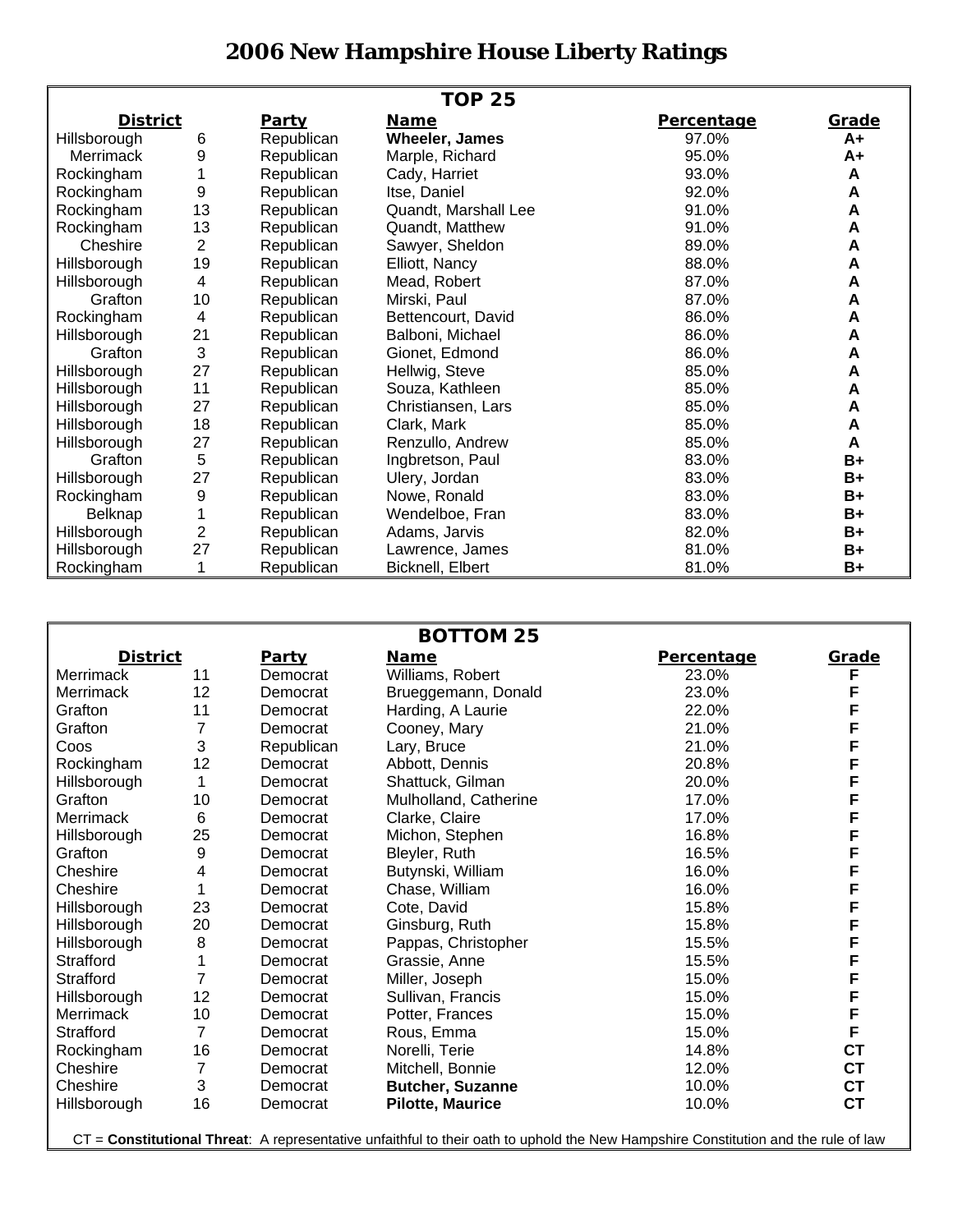# 2006 New Hampshire House Liberty Ratings

| TOP 25 | | | | | |
|---|---|---|---|---|---|
| **District** | | **Party** | **Name** | **Percentage** | **Grade** |
| Hillsborough | 6 | Republican | **Wheeler, James** | 97.0% | **A+** |
| Merrimack | 9 | Republican | Marple, Richard | 95.0% | **A+** |
| Rockingham | 1 | Republican | Cady, Harriet | 93.0% | **A** |
| Rockingham | 9 | Republican | Itse, Daniel | 92.0% | **A** |
| Rockingham | 13 | Republican | Quandt, Marshall Lee | 91.0% | **A** |
| Rockingham | 13 | Republican | Quandt, Matthew | 91.0% | **A** |
| Cheshire | 2 | Republican | Sawyer, Sheldon | 89.0% | **A** |
| Hillsborough | 19 | Republican | Elliott, Nancy | 88.0% | **A** |
| Hillsborough | 4 | Republican | Mead, Robert | 87.0% | **A** |
| Grafton | 10 | Republican | Mirski, Paul | 87.0% | **A** |
| Rockingham | 4 | Republican | Bettencourt, David | 86.0% | **A** |
| Hillsborough | 21 | Republican | Balboni, Michael | 86.0% | **A** |
| Grafton | 3 | Republican | Gionet, Edmond | 86.0% | **A** |
| Hillsborough | 27 | Republican | Hellwig, Steve | 85.0% | **A** |
| Hillsborough | 11 | Republican | Souza, Kathleen | 85.0% | **A** |
| Hillsborough | 27 | Republican | Christiansen, Lars | 85.0% | **A** |
| Hillsborough | 18 | Republican | Clark, Mark | 85.0% | **A** |
| Hillsborough | 27 | Republican | Renzullo, Andrew | 85.0% | **A** |
| Grafton | 5 | Republican | Ingbretson, Paul | 83.0% | **B+** |
| Hillsborough | 27 | Republican | Ulery, Jordan | 83.0% | **B+** |
| Rockingham | 9 | Republican | Nowe, Ronald | 83.0% | **B+** |
| Belknap | 1 | Republican | Wendelboe, Fran | 83.0% | **B+** |
| Hillsborough | 2 | Republican | Adams, Jarvis | 82.0% | **B+** |
| Hillsborough | 27 | Republican | Lawrence, James | 81.0% | **B+** |
| Rockingham | 1 | Republican | Bicknell, Elbert | 81.0% | **B+** |

| BOTTOM 25 | | | | | |
|---|---|---|---|---|---|
| **District** | | **Party** | **Name** | **Percentage** | **Grade** |
| Merrimack | 11 | Democrat | Williams, Robert | 23.0% | **F** |
| Merrimack | 12 | Democrat | Brueggemann, Donald | 23.0% | **F** |
| Grafton | 11 | Democrat | Harding, A Laurie | 22.0% | **F** |
| Grafton | 7 | Democrat | Cooney, Mary | 21.0% | **F** |
| Coos | 3 | Republican | Lary, Bruce | 21.0% | **F** |
| Rockingham | 12 | Democrat | Abbott, Dennis | 20.8% | **F** |
| Hillsborough | 1 | Democrat | Shattuck, Gilman | 20.0% | **F** |
| Grafton | 10 | Democrat | Mulholland, Catherine | 17.0% | **F** |
| Merrimack | 6 | Democrat | Clarke, Claire | 17.0% | **F** |
| Hillsborough | 25 | Democrat | Michon, Stephen | 16.8% | **F** |
| Grafton | 9 | Democrat | Bleyler, Ruth | 16.5% | **F** |
| Cheshire | 4 | Democrat | Butynski, William | 16.0% | **F** |
| Cheshire | 1 | Democrat | Chase, William | 16.0% | **F** |
| Hillsborough | 23 | Democrat | Cote, David | 15.8% | **F** |
| Hillsborough | 20 | Democrat | Ginsburg, Ruth | 15.8% | **F** |
| Hillsborough | 8 | Democrat | Pappas, Christopher | 15.5% | **F** |
| Strafford | 1 | Democrat | Grassie, Anne | 15.5% | **F** |
| Strafford | 7 | Democrat | Miller, Joseph | 15.0% | **F** |
| Hillsborough | 12 | Democrat | Sullivan, Francis | 15.0% | **F** |
| Merrimack | 10 | Democrat | Potter, Frances | 15.0% | **F** |
| Strafford | 7 | Democrat | Rous, Emma | 15.0% | **F** |
| Rockingham | 16 | Democrat | Norelli, Terie | 14.8% | **CT** |
| Cheshire | 7 | Democrat | Mitchell, Bonnie | 12.0% | **CT** |
| Cheshire | 3 | Democrat | **Butcher, Suzanne** | 10.0% | **CT** |
| Hillsborough | 16 | Democrat | **Pilotte, Maurice** | 10.0% | **CT** |

CT = **Constitutional Threat**: A representative unfaithful to their oath to uphold the New Hampshire Constitution and the rule of law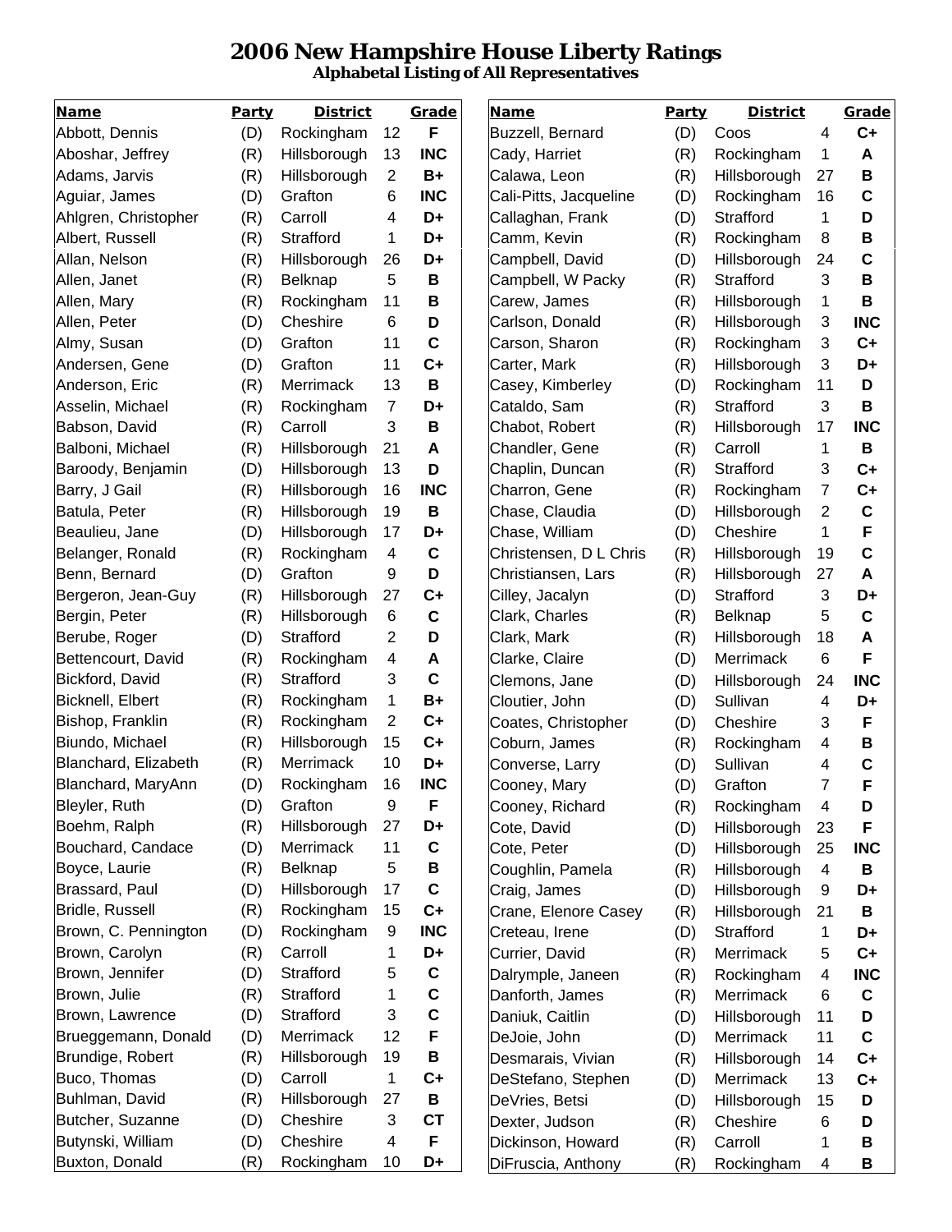# 2006 New Hampshire House Liberty Ratings

### Alphabetal Listing of All Representatives

| Name | Party | District | | Grade |
|---|---|---|---|---|
| Abbott, Dennis | (D) | Rockingham | 12 | F |
| Aboshar, Jeffrey | (R) | Hillsborough | 13 | INC |
| Adams, Jarvis | (R) | Hillsborough | 2 | B+ |
| Aguiar, James | (D) | Grafton | 6 | INC |
| Ahlgren, Christopher | (R) | Carroll | 4 | D+ |
| Albert, Russell | (R) | Strafford | 1 | D+ |
| Allan, Nelson | (R) | Hillsborough | 26 | D+ |
| Allen, Janet | (R) | Belknap | 5 | B |
| Allen, Mary | (R) | Rockingham | 11 | B |
| Allen, Peter | (D) | Cheshire | 6 | D |
| Almy, Susan | (D) | Grafton | 11 | C |
| Andersen, Gene | (D) | Grafton | 11 | C+ |
| Anderson, Eric | (R) | Merrimack | 13 | B |
| Asselin, Michael | (R) | Rockingham | 7 | D+ |
| Babson, David | (R) | Carroll | 3 | B |
| Balboni, Michael | (R) | Hillsborough | 21 | A |
| Baroody, Benjamin | (D) | Hillsborough | 13 | D |
| Barry, J Gail | (R) | Hillsborough | 16 | INC |
| Batula, Peter | (R) | Hillsborough | 19 | B |
| Beaulieu, Jane | (D) | Hillsborough | 17 | D+ |
| Belanger, Ronald | (R) | Rockingham | 4 | C |
| Benn, Bernard | (D) | Grafton | 9 | D |
| Bergeron, Jean-Guy | (R) | Hillsborough | 27 | C+ |
| Bergin, Peter | (R) | Hillsborough | 6 | C |
| Berube, Roger | (D) | Strafford | 2 | D |
| Bettencourt, David | (R) | Rockingham | 4 | A |
| Bickford, David | (R) | Strafford | 3 | C |
| Bicknell, Elbert | (R) | Rockingham | 1 | B+ |
| Bishop, Franklin | (R) | Rockingham | 2 | C+ |
| Biundo, Michael | (R) | Hillsborough | 15 | C+ |
| Blanchard, Elizabeth | (R) | Merrimack | 10 | D+ |
| Blanchard, MaryAnn | (D) | Rockingham | 16 | INC |
| Bleyler, Ruth | (D) | Grafton | 9 | F |
| Boehm, Ralph | (R) | Hillsborough | 27 | D+ |
| Bouchard, Candace | (D) | Merrimack | 11 | C |
| Boyce, Laurie | (R) | Belknap | 5 | B |
| Brassard, Paul | (D) | Hillsborough | 17 | C |
| Bridle, Russell | (R) | Rockingham | 15 | C+ |
| Brown, C. Pennington | (D) | Rockingham | 9 | INC |
| Brown, Carolyn | (R) | Carroll | 1 | D+ |
| Brown, Jennifer | (D) | Strafford | 5 | C |
| Brown, Julie | (R) | Strafford | 1 | C |
| Brown, Lawrence | (D) | Strafford | 3 | C |
| Brueggemann, Donald | (D) | Merrimack | 12 | F |
| Brundige, Robert | (R) | Hillsborough | 19 | B |
| Buco, Thomas | (D) | Carroll | 1 | C+ |
| Buhlman, David | (R) | Hillsborough | 27 | B |
| Butcher, Suzanne | (D) | Cheshire | 3 | CT |
| Butynski, William | (D) | Cheshire | 4 | F |
| Buxton, Donald | (R) | Rockingham | 10 | D+ |
| Buzzell, Bernard | (D) | Coos | 4 | C+ |
| Cady, Harriet | (R) | Rockingham | 1 | A |
| Calawa, Leon | (R) | Hillsborough | 27 | B |
| Cali-Pitts, Jacqueline | (D) | Rockingham | 16 | C |
| Callaghan, Frank | (D) | Strafford | 1 | D |
| Camm, Kevin | (R) | Rockingham | 8 | B |
| Campbell, David | (D) | Hillsborough | 24 | C |
| Campbell, W Packy | (R) | Strafford | 3 | B |
| Carew, James | (R) | Hillsborough | 1 | B |
| Carlson, Donald | (R) | Hillsborough | 3 | INC |
| Carson, Sharon | (R) | Rockingham | 3 | C+ |
| Carter, Mark | (R) | Hillsborough | 3 | D+ |
| Casey, Kimberley | (D) | Rockingham | 11 | D |
| Cataldo, Sam | (R) | Strafford | 3 | B |
| Chabot, Robert | (R) | Hillsborough | 17 | INC |
| Chandler, Gene | (R) | Carroll | 1 | B |
| Chaplin, Duncan | (R) | Strafford | 3 | C+ |
| Charron, Gene | (R) | Rockingham | 7 | C+ |
| Chase, Claudia | (D) | Hillsborough | 2 | C |
| Chase, William | (D) | Cheshire | 1 | F |
| Christensen, D L Chris | (R) | Hillsborough | 19 | C |
| Christiansen, Lars | (R) | Hillsborough | 27 | A |
| Cilley, Jacalyn | (D) | Strafford | 3 | D+ |
| Clark, Charles | (R) | Belknap | 5 | C |
| Clark, Mark | (R) | Hillsborough | 18 | A |
| Clarke, Claire | (D) | Merrimack | 6 | F |
| Clemons, Jane | (D) | Hillsborough | 24 | INC |
| Cloutier, John | (D) | Sullivan | 4 | D+ |
| Coates, Christopher | (D) | Cheshire | 3 | F |
| Coburn, James | (R) | Rockingham | 4 | B |
| Converse, Larry | (D) | Sullivan | 4 | C |
| Cooney, Mary | (D) | Grafton | 7 | F |
| Cooney, Richard | (R) | Rockingham | 4 | D |
| Cote, David | (D) | Hillsborough | 23 | F |
| Cote, Peter | (D) | Hillsborough | 25 | INC |
| Coughlin, Pamela | (R) | Hillsborough | 4 | B |
| Craig, James | (D) | Hillsborough | 9 | D+ |
| Crane, Elenore Casey | (R) | Hillsborough | 21 | B |
| Creteau, Irene | (D) | Strafford | 1 | D+ |
| Currier, David | (R) | Merrimack | 5 | C+ |
| Dalrymple, Janeen | (R) | Rockingham | 4 | INC |
| Danforth, James | (R) | Merrimack | 6 | C |
| Daniuk, Caitlin | (D) | Hillsborough | 11 | D |
| DeJoie, John | (D) | Merrimack | 11 | C |
| Desmarais, Vivian | (R) | Hillsborough | 14 | C+ |
| DeStefano, Stephen | (D) | Merrimack | 13 | C+ |
| DeVries, Betsi | (D) | Hillsborough | 15 | D |
| Dexter, Judson | (R) | Cheshire | 6 | D |
| Dickinson, Howard | (R) | Carroll | 1 | B |
| DiFruscia, Anthony | (R) | Rockingham | 4 | B |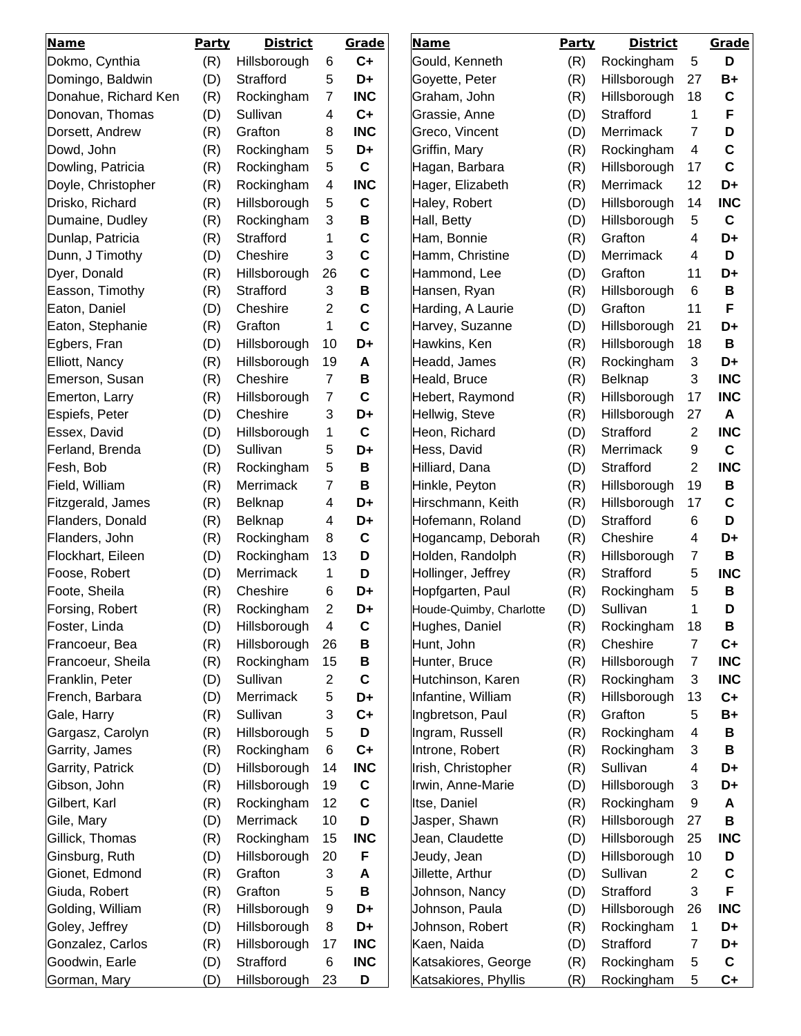| Name | Party | District | | Grade |
|---|---|---|---|---|
| Dokmo, Cynthia | (R) | Hillsborough | 6 | C+ |
| Domingo, Baldwin | (D) | Strafford | 5 | D+ |
| Donahue, Richard Ken | (R) | Rockingham | 7 | INC |
| Donovan, Thomas | (D) | Sullivan | 4 | C+ |
| Dorsett, Andrew | (R) | Grafton | 8 | INC |
| Dowd, John | (R) | Rockingham | 5 | D+ |
| Dowling, Patricia | (R) | Rockingham | 5 | C |
| Doyle, Christopher | (R) | Rockingham | 4 | INC |
| Drisko, Richard | (R) | Hillsborough | 5 | C |
| Dumaine, Dudley | (R) | Rockingham | 3 | B |
| Dunlap, Patricia | (R) | Strafford | 1 | C |
| Dunn, J Timothy | (D) | Cheshire | 3 | C |
| Dyer, Donald | (R) | Hillsborough | 26 | C |
| Easson, Timothy | (R) | Strafford | 3 | B |
| Eaton, Daniel | (D) | Cheshire | 2 | C |
| Eaton, Stephanie | (R) | Grafton | 1 | C |
| Egbers, Fran | (D) | Hillsborough | 10 | D+ |
| Elliott, Nancy | (R) | Hillsborough | 19 | A |
| Emerson, Susan | (R) | Cheshire | 7 | B |
| Emerton, Larry | (R) | Hillsborough | 7 | C |
| Espiefs, Peter | (D) | Cheshire | 3 | D+ |
| Essex, David | (D) | Hillsborough | 1 | C |
| Ferland, Brenda | (D) | Sullivan | 5 | D+ |
| Fesh, Bob | (R) | Rockingham | 5 | B |
| Field, William | (R) | Merrimack | 7 | B |
| Fitzgerald, James | (R) | Belknap | 4 | D+ |
| Flanders, Donald | (R) | Belknap | 4 | D+ |
| Flanders, John | (R) | Rockingham | 8 | C |
| Flockhart, Eileen | (D) | Rockingham | 13 | D |
| Foose, Robert | (D) | Merrimack | 1 | D |
| Foote, Sheila | (R) | Cheshire | 6 | D+ |
| Forsing, Robert | (R) | Rockingham | 2 | D+ |
| Foster, Linda | (D) | Hillsborough | 4 | C |
| Francoeur, Bea | (R) | Hillsborough | 26 | B |
| Francoeur, Sheila | (R) | Rockingham | 15 | B |
| Franklin, Peter | (D) | Sullivan | 2 | C |
| French, Barbara | (D) | Merrimack | 5 | D+ |
| Gale, Harry | (R) | Sullivan | 3 | C+ |
| Gargasz, Carolyn | (R) | Hillsborough | 5 | D |
| Garrity, James | (R) | Rockingham | 6 | C+ |
| Garrity, Patrick | (D) | Hillsborough | 14 | INC |
| Gibson, John | (R) | Hillsborough | 19 | C |
| Gilbert, Karl | (R) | Rockingham | 12 | C |
| Gile, Mary | (D) | Merrimack | 10 | D |
| Gillick, Thomas | (R) | Rockingham | 15 | INC |
| Ginsburg, Ruth | (D) | Hillsborough | 20 | F |
| Gionet, Edmond | (R) | Grafton | 3 | A |
| Giuda, Robert | (R) | Grafton | 5 | B |
| Golding, William | (R) | Hillsborough | 9 | D+ |
| Goley, Jeffrey | (D) | Hillsborough | 8 | D+ |
| Gonzalez, Carlos | (R) | Hillsborough | 17 | INC |
| Goodwin, Earle | (D) | Strafford | 6 | INC |
| Gorman, Mary | (D) | Hillsborough | 23 | D |
| Gould, Kenneth | (R) | Rockingham | 5 | D |
| Goyette, Peter | (R) | Hillsborough | 27 | B+ |
| Graham, John | (R) | Hillsborough | 18 | C |
| Grassie, Anne | (D) | Strafford | 1 | F |
| Greco, Vincent | (D) | Merrimack | 7 | D |
| Griffin, Mary | (R) | Rockingham | 4 | C |
| Hagan, Barbara | (R) | Hillsborough | 17 | C |
| Hager, Elizabeth | (R) | Merrimack | 12 | D+ |
| Haley, Robert | (D) | Hillsborough | 14 | INC |
| Hall, Betty | (D) | Hillsborough | 5 | C |
| Ham, Bonnie | (R) | Grafton | 4 | D+ |
| Hamm, Christine | (D) | Merrimack | 4 | D |
| Hammond, Lee | (D) | Grafton | 11 | D+ |
| Hansen, Ryan | (R) | Hillsborough | 6 | B |
| Harding, A Laurie | (D) | Grafton | 11 | F |
| Harvey, Suzanne | (D) | Hillsborough | 21 | D+ |
| Hawkins, Ken | (R) | Hillsborough | 18 | B |
| Headd, James | (R) | Rockingham | 3 | D+ |
| Heald, Bruce | (R) | Belknap | 3 | INC |
| Hebert, Raymond | (R) | Hillsborough | 17 | INC |
| Hellwig, Steve | (R) | Hillsborough | 27 | A |
| Heon, Richard | (D) | Strafford | 2 | INC |
| Hess, David | (R) | Merrimack | 9 | C |
| Hilliard, Dana | (D) | Strafford | 2 | INC |
| Hinkle, Peyton | (R) | Hillsborough | 19 | B |
| Hirschmann, Keith | (R) | Hillsborough | 17 | C |
| Hofemann, Roland | (D) | Strafford | 6 | D |
| Hogancamp, Deborah | (R) | Cheshire | 4 | D+ |
| Holden, Randolph | (R) | Hillsborough | 7 | B |
| Hollinger, Jeffrey | (R) | Strafford | 5 | INC |
| Hopfgarten, Paul | (R) | Rockingham | 5 | B |
| Houde-Quimby, Charlotte | (D) | Sullivan | 1 | D |
| Hughes, Daniel | (R) | Rockingham | 18 | B |
| Hunt, John | (R) | Cheshire | 7 | C+ |
| Hunter, Bruce | (R) | Hillsborough | 7 | INC |
| Hutchinson, Karen | (R) | Rockingham | 3 | INC |
| Infantine, William | (R) | Hillsborough | 13 | C+ |
| Ingbretson, Paul | (R) | Grafton | 5 | B+ |
| Ingram, Russell | (R) | Rockingham | 4 | B |
| Introne, Robert | (R) | Rockingham | 3 | B |
| Irish, Christopher | (R) | Sullivan | 4 | D+ |
| Irwin, Anne-Marie | (D) | Hillsborough | 3 | D+ |
| Itse, Daniel | (R) | Rockingham | 9 | A |
| Jasper, Shawn | (R) | Hillsborough | 27 | B |
| Jean, Claudette | (D) | Hillsborough | 25 | INC |
| Jeudy, Jean | (D) | Hillsborough | 10 | D |
| Jillette, Arthur | (D) | Sullivan | 2 | C |
| Johnson, Nancy | (D) | Strafford | 3 | F |
| Johnson, Paula | (D) | Hillsborough | 26 | INC |
| Johnson, Robert | (R) | Rockingham | 1 | D+ |
| Kaen, Naida | (D) | Strafford | 7 | D+ |
| Katsakiores, George | (R) | Rockingham | 5 | C |
| Katsakiores, Phyllis | (R) | Rockingham | 5 | C+ |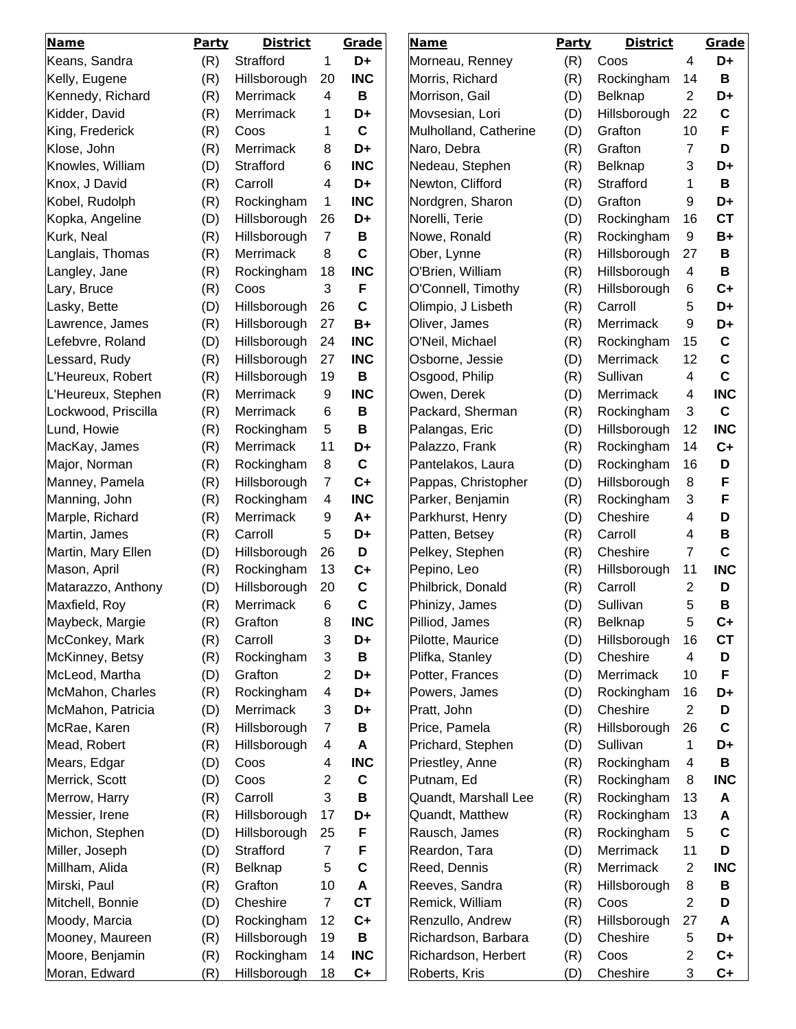| Name | Party | District | | Grade |
|---|---|---|---|---|
| Keans, Sandra | (R) | Strafford | 1 | **D+** |
| Kelly, Eugene | (R) | Hillsborough | 20 | **INC** |
| Kennedy, Richard | (R) | Merrimack | 4 | **B** |
| Kidder, David | (R) | Merrimack | 1 | **D+** |
| King, Frederick | (R) | Coos | 1 | **C** |
| Klose, John | (R) | Merrimack | 8 | **D+** |
| Knowles, William | (D) | Strafford | 6 | **INC** |
| Knox, J David | (R) | Carroll | 4 | **D+** |
| Kobel, Rudolph | (R) | Rockingham | 1 | **INC** |
| Kopka, Angeline | (D) | Hillsborough | 26 | **D+** |
| Kurk, Neal | (R) | Hillsborough | 7 | **B** |
| Langlais, Thomas | (R) | Merrimack | 8 | **C** |
| Langley, Jane | (R) | Rockingham | 18 | **INC** |
| Lary, Bruce | (R) | Coos | 3 | **F** |
| Lasky, Bette | (D) | Hillsborough | 26 | **C** |
| Lawrence, James | (R) | Hillsborough | 27 | **B+** |
| Lefebvre, Roland | (D) | Hillsborough | 24 | **INC** |
| Lessard, Rudy | (R) | Hillsborough | 27 | **INC** |
| L'Heureux, Robert | (R) | Hillsborough | 19 | **B** |
| L'Heureux, Stephen | (R) | Merrimack | 9 | **INC** |
| Lockwood, Priscilla | (R) | Merrimack | 6 | **B** |
| Lund, Howie | (R) | Rockingham | 5 | **B** |
| MacKay, James | (R) | Merrimack | 11 | **D+** |
| Major, Norman | (R) | Rockingham | 8 | **C** |
| Manney, Pamela | (R) | Hillsborough | 7 | **C+** |
| Manning, John | (R) | Rockingham | 4 | **INC** |
| Marple, Richard | (R) | Merrimack | 9 | **A+** |
| Martin, James | (R) | Carroll | 5 | **D+** |
| Martin, Mary Ellen | (D) | Hillsborough | 26 | **D** |
| Mason, April | (R) | Rockingham | 13 | **C+** |
| Matarazzo, Anthony | (D) | Hillsborough | 20 | **C** |
| Maxfield, Roy | (R) | Merrimack | 6 | **C** |
| Maybeck, Margie | (R) | Grafton | 8 | **INC** |
| McConkey, Mark | (R) | Carroll | 3 | **D+** |
| McKinney, Betsy | (R) | Rockingham | 3 | **B** |
| McLeod, Martha | (D) | Grafton | 2 | **D+** |
| McMahon, Charles | (R) | Rockingham | 4 | **D+** |
| McMahon, Patricia | (D) | Merrimack | 3 | **D+** |
| McRae, Karen | (R) | Hillsborough | 7 | **B** |
| Mead, Robert | (R) | Hillsborough | 4 | **A** |
| Mears, Edgar | (D) | Coos | 4 | **INC** |
| Merrick, Scott | (D) | Coos | 2 | **C** |
| Merrow, Harry | (R) | Carroll | 3 | **B** |
| Messier, Irene | (R) | Hillsborough | 17 | **D+** |
| Michon, Stephen | (D) | Hillsborough | 25 | **F** |
| Miller, Joseph | (D) | Strafford | 7 | **F** |
| Millham, Alida | (R) | Belknap | 5 | **C** |
| Mirski, Paul | (R) | Grafton | 10 | **A** |
| Mitchell, Bonnie | (D) | Cheshire | 7 | **CT** |
| Moody, Marcia | (D) | Rockingham | 12 | **C+** |
| Mooney, Maureen | (R) | Hillsborough | 19 | **B** |
| Moore, Benjamin | (R) | Rockingham | 14 | **INC** |
| Moran, Edward | (R) | Hillsborough | 18 | **C+** |
| Morneau, Renney | (R) | Coos | 4 | **D+** |
| Morris, Richard | (R) | Rockingham | 14 | **B** |
| Morrison, Gail | (D) | Belknap | 2 | **D+** |
| Movsesian, Lori | (D) | Hillsborough | 22 | **C** |
| Mulholland, Catherine | (D) | Grafton | 10 | **F** |
| Naro, Debra | (R) | Grafton | 7 | **D** |
| Nedeau, Stephen | (R) | Belknap | 3 | **D+** |
| Newton, Clifford | (R) | Strafford | 1 | **B** |
| Nordgren, Sharon | (D) | Grafton | 9 | **D+** |
| Norelli, Terie | (D) | Rockingham | 16 | **CT** |
| Nowe, Ronald | (R) | Rockingham | 9 | **B+** |
| Ober, Lynne | (R) | Hillsborough | 27 | **B** |
| O'Brien, William | (R) | Hillsborough | 4 | **B** |
| O'Connell, Timothy | (R) | Hillsborough | 6 | **C+** |
| Olimpio, J Lisbeth | (R) | Carroll | 5 | **D+** |
| Oliver, James | (R) | Merrimack | 9 | **D+** |
| O'Neil, Michael | (R) | Rockingham | 15 | **C** |
| Osborne, Jessie | (D) | Merrimack | 12 | **C** |
| Osgood, Philip | (R) | Sullivan | 4 | **C** |
| Owen, Derek | (D) | Merrimack | 4 | **INC** |
| Packard, Sherman | (R) | Rockingham | 3 | **C** |
| Palangas, Eric | (D) | Hillsborough | 12 | **INC** |
| Palazzo, Frank | (R) | Rockingham | 14 | **C+** |
| Pantelakos, Laura | (D) | Rockingham | 16 | **D** |
| Pappas, Christopher | (D) | Hillsborough | 8 | **F** |
| Parker, Benjamin | (R) | Rockingham | 3 | **F** |
| Parkhurst, Henry | (D) | Cheshire | 4 | **D** |
| Patten, Betsey | (R) | Carroll | 4 | **B** |
| Pelkey, Stephen | (R) | Cheshire | 7 | **C** |
| Pepino, Leo | (R) | Hillsborough | 11 | **INC** |
| Philbrick, Donald | (R) | Carroll | 2 | **D** |
| Phinizy, James | (D) | Sullivan | 5 | **B** |
| Pilliod, James | (R) | Belknap | 5 | **C+** |
| Pilotte, Maurice | (D) | Hillsborough | 16 | **CT** |
| Plifka, Stanley | (D) | Cheshire | 4 | **D** |
| Potter, Frances | (D) | Merrimack | 10 | **F** |
| Powers, James | (D) | Rockingham | 16 | **D+** |
| Pratt, John | (D) | Cheshire | 2 | **D** |
| Price, Pamela | (R) | Hillsborough | 26 | **C** |
| Prichard, Stephen | (D) | Sullivan | 1 | **D+** |
| Priestley, Anne | (R) | Rockingham | 4 | **B** |
| Putnam, Ed | (R) | Rockingham | 8 | **INC** |
| Quandt, Marshall Lee | (R) | Rockingham | 13 | **A** |
| Quandt, Matthew | (R) | Rockingham | 13 | **A** |
| Rausch, James | (R) | Rockingham | 5 | **C** |
| Reardon, Tara | (D) | Merrimack | 11 | **D** |
| Reed, Dennis | (R) | Merrimack | 2 | **INC** |
| Reeves, Sandra | (R) | Hillsborough | 8 | **B** |
| Remick, William | (R) | Coos | 2 | **D** |
| Renzullo, Andrew | (R) | Hillsborough | 27 | **A** |
| Richardson, Barbara | (D) | Cheshire | 5 | **D+** |
| Richardson, Herbert | (R) | Coos | 2 | **C+** |
| Roberts, Kris | (D) | Cheshire | 3 | **C+** |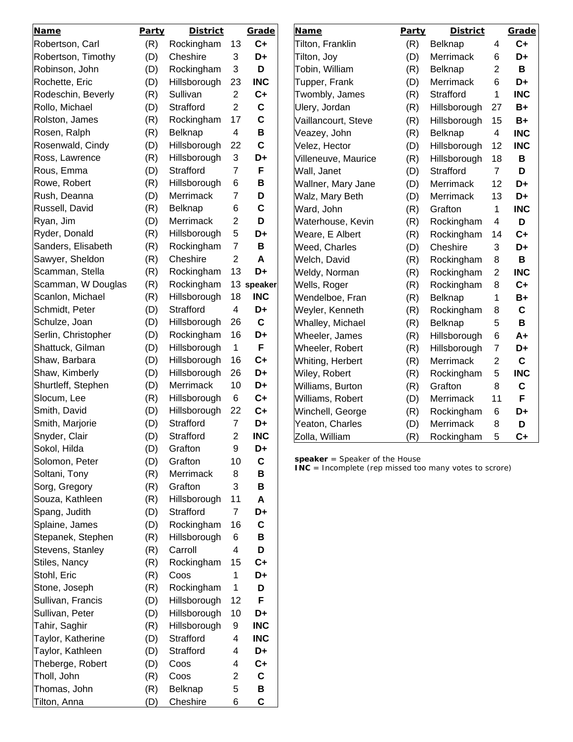| Name | Party | District | | Grade |
|---|---|---|---|---|
| Robertson, Carl | (R) | Rockingham | 13 | C+ |
| Robertson, Timothy | (D) | Cheshire | 3 | D+ |
| Robinson, John | (D) | Rockingham | 3 | D |
| Rochette, Eric | (D) | Hillsborough | 23 | INC |
| Rodeschin, Beverly | (R) | Sullivan | 2 | C+ |
| Rollo, Michael | (D) | Strafford | 2 | C |
| Rolston, James | (R) | Rockingham | 17 | C |
| Rosen, Ralph | (R) | Belknap | 4 | B |
| Rosenwald, Cindy | (D) | Hillsborough | 22 | C |
| Ross, Lawrence | (R) | Hillsborough | 3 | D+ |
| Rous, Emma | (D) | Strafford | 7 | F |
| Rowe, Robert | (R) | Hillsborough | 6 | B |
| Rush, Deanna | (D) | Merrimack | 7 | D |
| Russell, David | (R) | Belknap | 6 | C |
| Ryan, Jim | (D) | Merrimack | 2 | D |
| Ryder, Donald | (R) | Hillsborough | 5 | D+ |
| Sanders, Elisabeth | (R) | Rockingham | 7 | B |
| Sawyer, Sheldon | (R) | Cheshire | 2 | A |
| Scamman, Stella | (R) | Rockingham | 13 | D+ |
| Scamman, W Douglas | (R) | Rockingham | 13 | speaker |
| Scanlon, Michael | (R) | Hillsborough | 18 | INC |
| Schmidt, Peter | (D) | Strafford | 4 | D+ |
| Schulze, Joan | (D) | Hillsborough | 26 | C |
| Serlin, Christopher | (D) | Rockingham | 16 | D+ |
| Shattuck, Gilman | (D) | Hillsborough | 1 | F |
| Shaw, Barbara | (D) | Hillsborough | 16 | C+ |
| Shaw, Kimberly | (D) | Hillsborough | 26 | D+ |
| Shurtleff, Stephen | (D) | Merrimack | 10 | D+ |
| Slocum, Lee | (R) | Hillsborough | 6 | C+ |
| Smith, David | (D) | Hillsborough | 22 | C+ |
| Smith, Marjorie | (D) | Strafford | 7 | D+ |
| Snyder, Clair | (D) | Strafford | 2 | INC |
| Sokol, Hilda | (D) | Grafton | 9 | D+ |
| Solomon, Peter | (D) | Grafton | 10 | C |
| Soltani, Tony | (R) | Merrimack | 8 | B |
| Sorg, Gregory | (R) | Grafton | 3 | B |
| Souza, Kathleen | (R) | Hillsborough | 11 | A |
| Spang, Judith | (D) | Strafford | 7 | D+ |
| Splaine, James | (D) | Rockingham | 16 | C |
| Stepanek, Stephen | (R) | Hillsborough | 6 | B |
| Stevens, Stanley | (R) | Carroll | 4 | D |
| Stiles, Nancy | (R) | Rockingham | 15 | C+ |
| Stohl, Eric | (R) | Coos | 1 | D+ |
| Stone, Joseph | (R) | Rockingham | 1 | D |
| Sullivan, Francis | (D) | Hillsborough | 12 | F |
| Sullivan, Peter | (D) | Hillsborough | 10 | D+ |
| Tahir, Saghir | (R) | Hillsborough | 9 | INC |
| Taylor, Katherine | (D) | Strafford | 4 | INC |
| Taylor, Kathleen | (D) | Strafford | 4 | D+ |
| Theberge, Robert | (D) | Coos | 4 | C+ |
| Tholl, John | (R) | Coos | 2 | C |
| Thomas, John | (R) | Belknap | 5 | B |
| Tilton, Anna | (D) | Cheshire | 6 | C |
| Tilton, Franklin | (R) | Belknap | 4 | C+ |
| Tilton, Joy | (D) | Merrimack | 6 | D+ |
| Tobin, William | (R) | Belknap | 2 | B |
| Tupper, Frank | (D) | Merrimack | 6 | D+ |
| Twombly, James | (R) | Strafford | 1 | INC |
| Ulery, Jordan | (R) | Hillsborough | 27 | B+ |
| Vaillancourt, Steve | (R) | Hillsborough | 15 | B+ |
| Veazey, John | (R) | Belknap | 4 | INC |
| Velez, Hector | (D) | Hillsborough | 12 | INC |
| Villeneuve, Maurice | (R) | Hillsborough | 18 | B |
| Wall, Janet | (D) | Strafford | 7 | D |
| Wallner, Mary Jane | (D) | Merrimack | 12 | D+ |
| Walz, Mary Beth | (D) | Merrimack | 13 | D+ |
| Ward, John | (R) | Grafton | 1 | INC |
| Waterhouse, Kevin | (R) | Rockingham | 4 | D |
| Weare, E Albert | (R) | Rockingham | 14 | C+ |
| Weed, Charles | (D) | Cheshire | 3 | D+ |
| Welch, David | (R) | Rockingham | 8 | B |
| Weldy, Norman | (R) | Rockingham | 2 | INC |
| Wells, Roger | (R) | Rockingham | 8 | C+ |
| Wendelboe, Fran | (R) | Belknap | 1 | B+ |
| Weyler, Kenneth | (R) | Rockingham | 8 | C |
| Whalley, Michael | (R) | Belknap | 5 | B |
| Wheeler, James | (R) | Hillsborough | 6 | A+ |
| Wheeler, Robert | (R) | Hillsborough | 7 | D+ |
| Whiting, Herbert | (R) | Merrimack | 2 | C |
| Wiley, Robert | (R) | Rockingham | 5 | INC |
| Williams, Burton | (R) | Grafton | 8 | C |
| Williams, Robert | (D) | Merrimack | 11 | F |
| Winchell, George | (R) | Rockingham | 6 | D+ |
| Yeaton, Charles | (D) | Merrimack | 8 | D |
| Zolla, William | (R) | Rockingham | 5 | C+ |

**speaker** = Speaker of the House
**INC** = Incomplete (rep missed too many votes to scrore)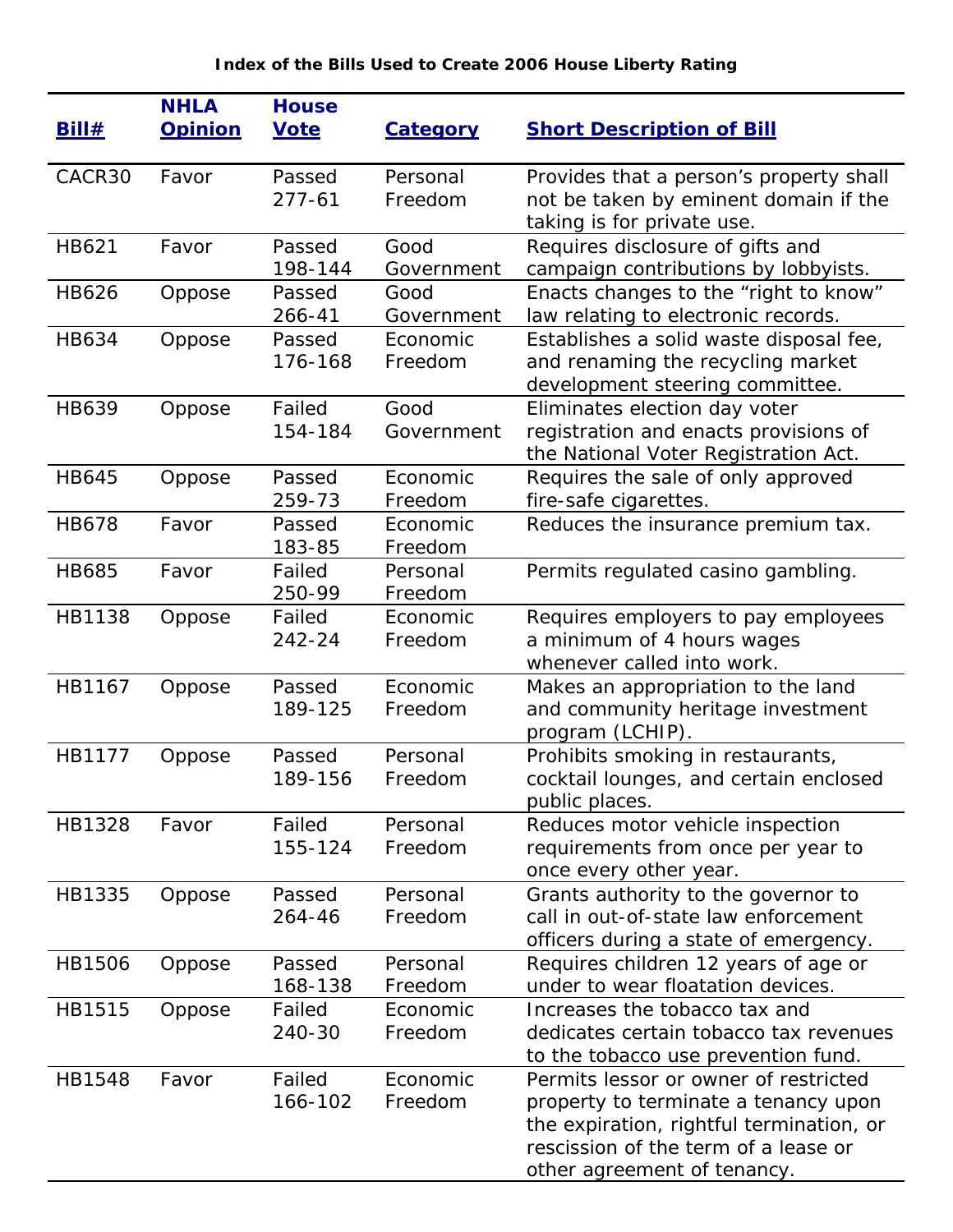# Index of the Bills Used to Create 2006 House Liberty Rating

| Bill# | NHLA Opinion | House Vote | Category | Short Description of Bill |
|---|---|---|---|---|
| CACR30 | Favor | Passed 277-61 | Personal Freedom | Provides that a person's property shall not be taken by eminent domain if the taking is for private use. |
| HB621 | Favor | Passed 198-144 | Good Government | Requires disclosure of gifts and campaign contributions by lobbyists. |
| HB626 | Oppose | Passed 266-41 | Good Government | Enacts changes to the "right to know" law relating to electronic records. |
| HB634 | Oppose | Passed 176-168 | Economic Freedom | Establishes a solid waste disposal fee, and renaming the recycling market development steering committee. |
| HB639 | Oppose | Failed 154-184 | Good Government | Eliminates election day voter registration and enacts provisions of the National Voter Registration Act. |
| HB645 | Oppose | Passed 259-73 | Economic Freedom | Requires the sale of only approved fire-safe cigarettes. |
| HB678 | Favor | Passed 183-85 | Economic Freedom | Reduces the insurance premium tax. |
| HB685 | Favor | Failed 250-99 | Personal Freedom | Permits regulated casino gambling. |
| HB1138 | Oppose | Failed 242-24 | Economic Freedom | Requires employers to pay employees a minimum of 4 hours wages whenever called into work. |
| HB1167 | Oppose | Passed 189-125 | Economic Freedom | Makes an appropriation to the land and community heritage investment program (LCHIP). |
| HB1177 | Oppose | Passed 189-156 | Personal Freedom | Prohibits smoking in restaurants, cocktail lounges, and certain enclosed public places. |
| HB1328 | Favor | Failed 155-124 | Personal Freedom | Reduces motor vehicle inspection requirements from once per year to once every other year. |
| HB1335 | Oppose | Passed 264-46 | Personal Freedom | Grants authority to the governor to call in out-of-state law enforcement officers during a state of emergency. |
| HB1506 | Oppose | Passed 168-138 | Personal Freedom | Requires children 12 years of age or under to wear floatation devices. |
| HB1515 | Oppose | Failed 240-30 | Economic Freedom | Increases the tobacco tax and dedicates certain tobacco tax revenues to the tobacco use prevention fund. |
| HB1548 | Favor | Failed 166-102 | Economic Freedom | Permits lessor or owner of restricted property to terminate a tenancy upon the expiration, rightful termination, or rescission of the term of a lease or other agreement of tenancy. |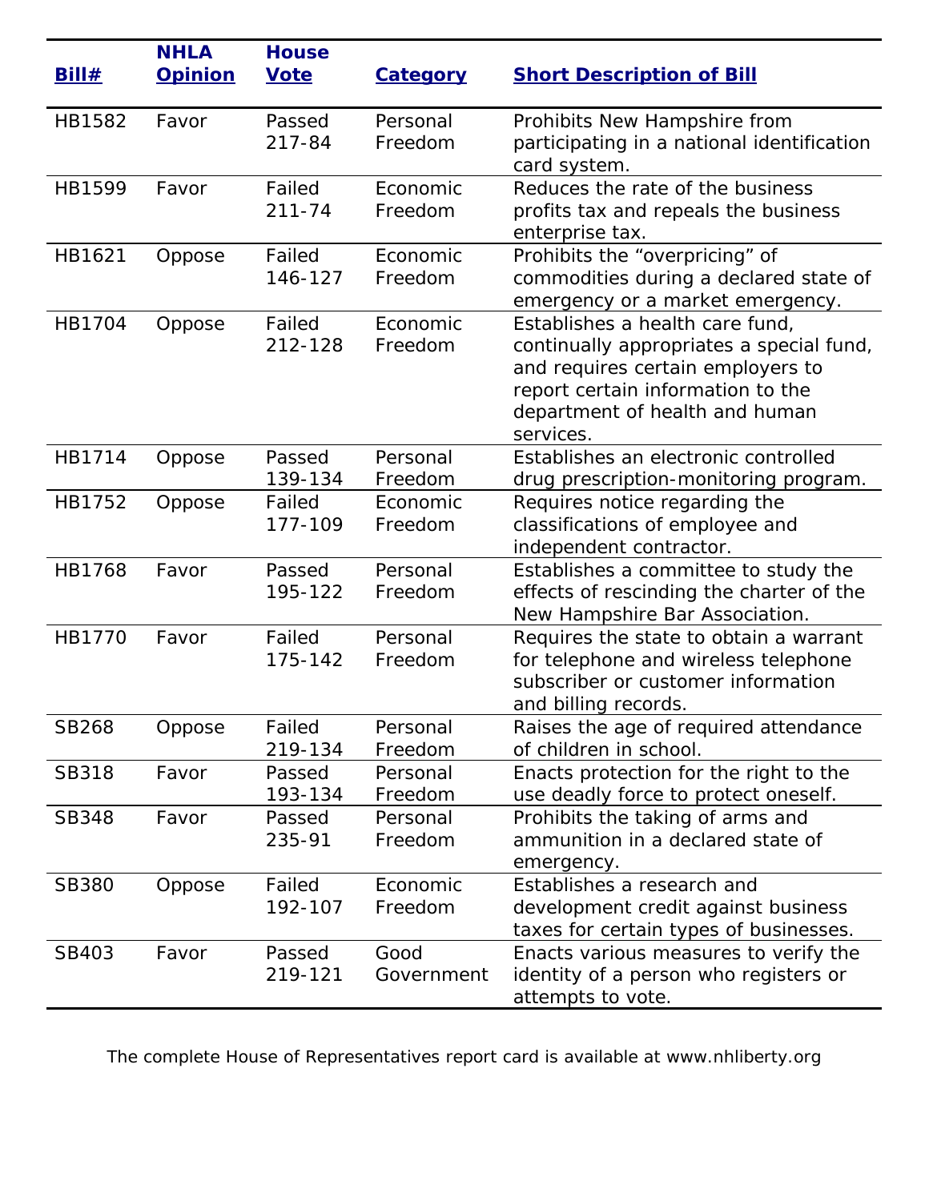| Bill# | NHLA Opinion | House Vote | Category | Short Description of Bill |
|---|---|---|---|---|
| HB1582 | Favor | Passed 217-84 | Personal Freedom | Prohibits New Hampshire from participating in a national identification card system. |
| HB1599 | Favor | Failed 211-74 | Economic Freedom | Reduces the rate of the business profits tax and repeals the business enterprise tax. |
| HB1621 | Oppose | Failed 146-127 | Economic Freedom | Prohibits the "overpricing" of commodities during a declared state of emergency or a market emergency. |
| HB1704 | Oppose | Failed 212-128 | Economic Freedom | Establishes a health care fund, continually appropriates a special fund, and requires certain employers to report certain information to the department of health and human services. |
| HB1714 | Oppose | Passed 139-134 | Personal Freedom | Establishes an electronic controlled drug prescription-monitoring program. |
| HB1752 | Oppose | Failed 177-109 | Economic Freedom | Requires notice regarding the classifications of employee and independent contractor. |
| HB1768 | Favor | Passed 195-122 | Personal Freedom | Establishes a committee to study the effects of rescinding the charter of the New Hampshire Bar Association. |
| HB1770 | Favor | Failed 175-142 | Personal Freedom | Requires the state to obtain a warrant for telephone and wireless telephone subscriber or customer information and billing records. |
| SB268 | Oppose | Failed 219-134 | Personal Freedom | Raises the age of required attendance of children in school. |
| SB318 | Favor | Passed 193-134 | Personal Freedom | Enacts protection for the right to the use deadly force to protect oneself. |
| SB348 | Favor | Passed 235-91 | Personal Freedom | Prohibits the taking of arms and ammunition in a declared state of emergency. |
| SB380 | Oppose | Failed 192-107 | Economic Freedom | Establishes a research and development credit against business taxes for certain types of businesses. |
| SB403 | Favor | Passed 219-121 | Good Government | Enacts various measures to verify the identity of a person who registers or attempts to vote. |

The complete House of Representatives report card is available at www.nhliberty.org